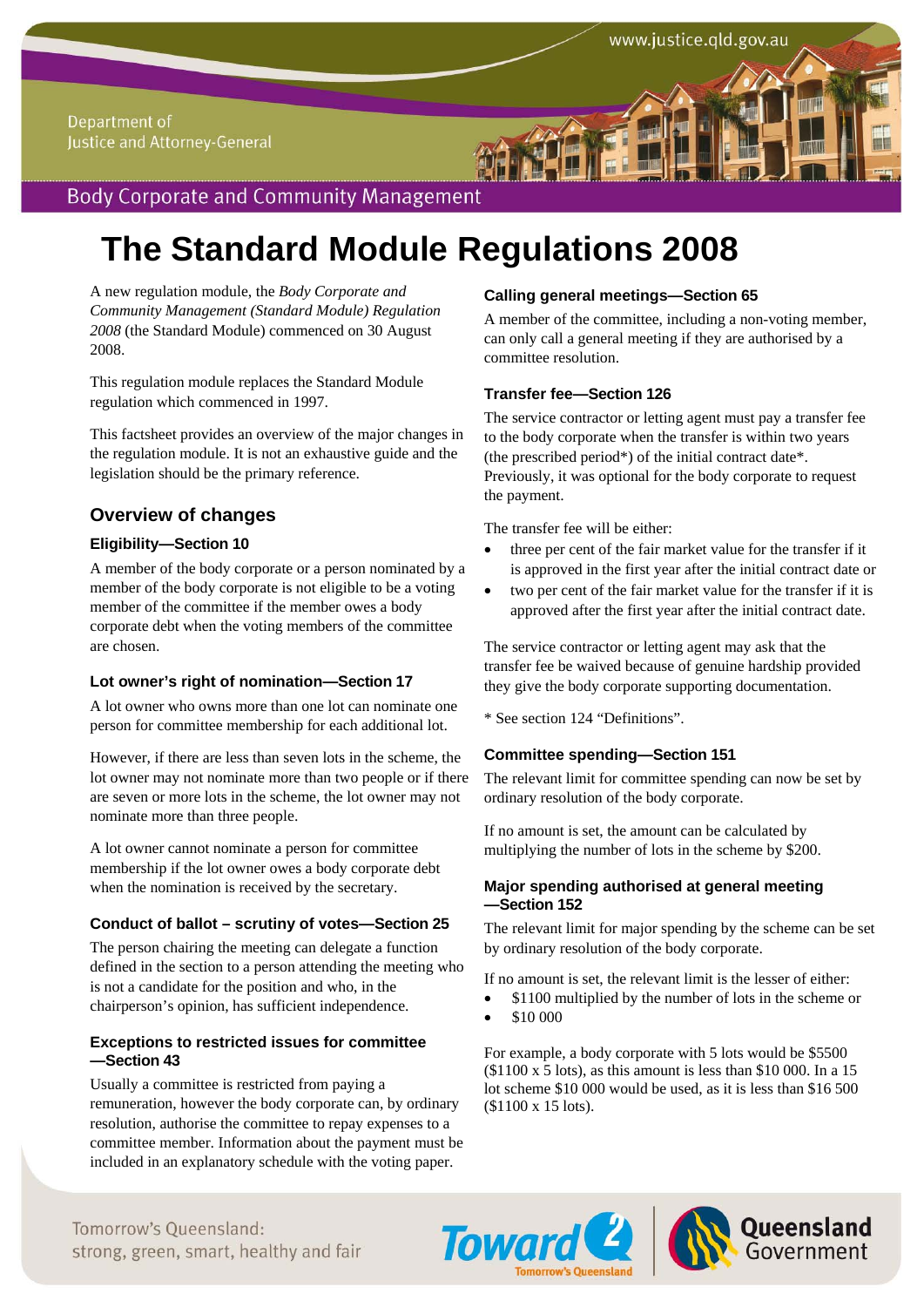Department of Justice and Attorney-General

Body Corporate and Community Management

# The Standard Module Regulations 2008

A new regulation module, the *Body Corporate and Community Management (Standard Module) Regulation 2008* (the Standard Module) commenced on 30 August 2008.

This regulation module replaces the Standard Module regulation which commenced in 1997.

This factsheet provides an overview of the major changes in the regulation module. It is not an exhaustive guide and the legislation should be the primary reference.

## Overview of changes

### Eligibility—Section 10

A member of the body corporate or a person nominated by a member of the body corporate is not eligible to be a voting member of the committee if the member owes a body corporate debt when the voting members of the committee are chosen.

### Lot owner's right of nomination—Section 17

A lot owner who owns more than one lot can nominate one person for committee membership for each additional lot.

However, if there are less than seven lots in the scheme, the lot owner may not nominate more than two people or if there are seven or more lots in the scheme, the lot owner may not nominate more than three people.

A lot owner cannot nominate a person for committee membership if the lot owner owes a body corporate debt when the nomination is received by the secretary.

### Conduct of ballot – scrutiny of votes—Section 25

The person chairing the meeting can delegate a function defined in the section to a person attending the meeting who is not a candidate for the position and who, in the chairperson's opinion, has sufficient independence.

### Exceptions to restricted issues for committee —Section 43

Usually a committee is restricted from paying a remuneration, however the body corporate can, by ordinary resolution, authorise the committee to repay expenses to a committee member. Information about the payment must be included in an explanatory schedule with the voting paper.

### Calling general meetings—Section 65

A member of the committee, including a non-voting member, can only call a general meeting if they are authorised by a committee resolution.

### Transfer fee—Section 126

The service contractor or letting agent must pay a transfer fee to the body corporate when the transfer is within two years (the prescribed period*) of the initial contract date*. Previously, it was optional for the body corporate to request the payment.

The transfer fee will be either:

- three per cent of the fair market value for the transfer if it is approved in the first year after the initial contract date or
- two per cent of the fair market value for the transfer if it is approved after the first year after the initial contract date.

The service contractor or letting agent may ask that the transfer fee be waived because of genuine hardship provided they give the body corporate supporting documentation.

* See section 124 "Definitions".

### Committee spending—Section 151

The relevant limit for committee spending can now be set by ordinary resolution of the body corporate.

If no amount is set, the amount can be calculated by multiplying the number of lots in the scheme by $200.

### Major spending authorised at general meeting —Section 152

The relevant limit for major spending by the scheme can be set by ordinary resolution of the body corporate.

If no amount is set, the relevant limit is the lesser of either:

- $1100 multiplied by the number of lots in the scheme or
- $10 000

For example, a body corporate with 5 lots would be $5500 ($1100 x 5 lots), as this amount is less than $10 000. In a 15 lot scheme $10 000 would be used, as it is less than $16 500 ($1100 x 15 lots).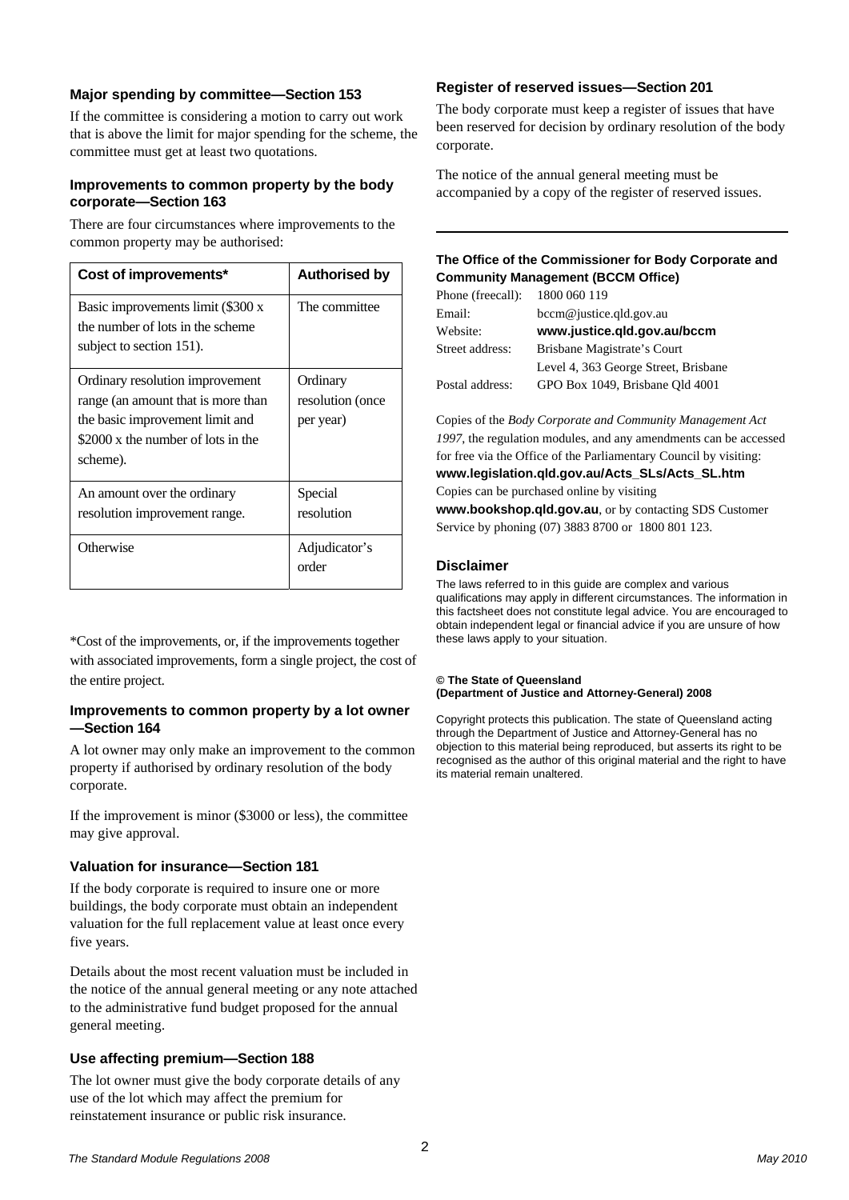### Major spending by committee—Section 153

If the committee is considering a motion to carry out work that is above the limit for major spending for the scheme, the committee must get at least two quotations.

### Improvements to common property by the body corporate—Section 163

There are four circumstances where improvements to the common property may be authorised:

| Cost of improvements* | Authorised by |
|---|---|
| Basic improvements limit ($300 x the number of lots in the scheme subject to section 151). | The committee |
| Ordinary resolution improvement range (an amount that is more than the basic improvement limit and $2000 x the number of lots in the scheme). | Ordinary resolution (once per year) |
| An amount over the ordinary resolution improvement range. | Special resolution |
| Otherwise | Adjudicator's order |

*Cost of the improvements, or, if the improvements together with associated improvements, form a single project, the cost of the entire project.

### Improvements to common property by a lot owner—Section 164

A lot owner may only make an improvement to the common property if authorised by ordinary resolution of the body corporate.

If the improvement is minor ($3000 or less), the committee may give approval.

### Valuation for insurance—Section 181

If the body corporate is required to insure one or more buildings, the body corporate must obtain an independent valuation for the full replacement value at least once every five years.

Details about the most recent valuation must be included in the notice of the annual general meeting or any note attached to the administrative fund budget proposed for the annual general meeting.

### Use affecting premium—Section 188

The lot owner must give the body corporate details of any use of the lot which may affect the premium for reinstatement insurance or public risk insurance.

### Register of reserved issues—Section 201

The body corporate must keep a register of issues that have been reserved for decision by ordinary resolution of the body corporate.

The notice of the annual general meeting must be accompanied by a copy of the register of reserved issues.

---

**The Office of the Commissioner for Body Corporate and Community Management (BCCM Office)**

| | |
|---|---|
| Phone (freecall): | 1800 060 119 |
| Email: | bccm@justice.qld.gov.au |
| Website: | **www.justice.qld.gov.au/bccm** |
| Street address: | Brisbane Magistrate's Court<br>Level 4, 363 George Street, Brisbane |
| Postal address: | GPO Box 1049, Brisbane Qld 4001 |

Copies of the *Body Corporate and Community Management Act 1997*, the regulation modules, and any amendments can be accessed for free via the Office of the Parliamentary Council by visiting: **www.legislation.qld.gov.au/Acts_SLs/Acts_SL.htm**
Copies can be purchased online by visiting **www.bookshop.qld.gov.au**, or by contacting SDS Customer Service by phoning (07) 3883 8700 or 1800 801 123.

### Disclaimer

The laws referred to in this guide are complex and various qualifications may apply in different circumstances. The information in this factsheet does not constitute legal advice. You are encouraged to obtain independent legal or financial advice if you are unsure of how these laws apply to your situation.

**© The State of Queensland**
**(Department of Justice and Attorney-General) 2008**

Copyright protects this publication. The state of Queensland acting through the Department of Justice and Attorney-General has no objection to this material being reproduced, but asserts its right to be recognised as the author of this original material and the right to have its material remain unaltered.